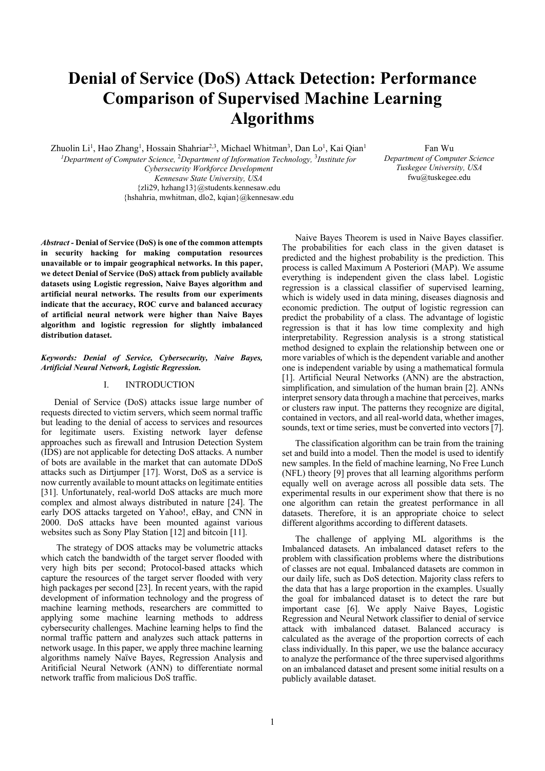# Denial of Service (DoS) Attack Detection: Performance Comparison of Supervised Machine Learning Algorithms

Zhuolin Li[1], Hao Zhang[1], Hossain Shahriar[2,3], Michael Whitman[3], Dan Lo[1], Kai Qian[1]

[1]*Department of Computer Science,* [2]*Department of Information Technology,* [3]*Institute for Cybersecurity Workforce Development*
*Kennesaw State University, USA*
{zli29, hzhang13}@students.kennesaw.edu
{hshahria, mwhitman, dlo2, kqian}@kennesaw.edu

Fan Wu
*Department of Computer Science*
*Tuskegee University, USA*
fwu@tuskegee.edu

***Abstract*** **- Denial of Service (DoS) is one of the common attempts in security hacking for making computation resources unavailable or to impair geographical networks. In this paper, we detect Denial of Service (DoS) attack from publicly available datasets using Logistic regression, Naive Bayes algorithm and artificial neural networks. The results from our experiments indicate that the accuracy, ROC curve and balanced accuracy of artificial neural network were higher than Naive Bayes algorithm and logistic regression for slightly imbalanced distribution dataset.**

***Keywords: Denial of Service, Cybersecurity, Naive Bayes, Artificial Neural Network, Logistic Regression.***

## I. INTRODUCTION

Denial of Service (DoS) attacks issue large number of requests directed to victim servers, which seem normal traffic but leading to the denial of access to services and resources for legitimate users. Existing network layer defense approaches such as firewall and Intrusion Detection System (IDS) are not applicable for detecting DoS attacks. A number of bots are available in the market that can automate DDoS attacks such as Dirtjumper [17]. Worst, DoS as a service is now currently available to mount attacks on legitimate entities [31]. Unfortunately, real-world DoS attacks are much more complex and almost always distributed in nature [24]. The early DOS attacks targeted on Yahoo!, eBay, and CNN in 2000. DoS attacks have been mounted against various websites such as Sony Play Station [12] and bitcoin [11].

The strategy of DOS attacks may be volumetric attacks which catch the bandwidth of the target server flooded with very high bits per second; Protocol-based attacks which capture the resources of the target server flooded with very high packages per second [23]. In recent years, with the rapid development of information technology and the progress of machine learning methods, researchers are committed to applying some machine learning methods to address cybersecurity challenges. Machine learning helps to find the normal traffic pattern and analyzes such attack patterns in network usage. In this paper, we apply three machine learning algorithms namely Naïve Bayes, Regression Analysis and Aritificial Neural Network (ANN) to differentiate normal network traffic from malicious DoS traffic.

Naive Bayes Theorem is used in Naive Bayes classifier. The probabilities for each class in the given dataset is predicted and the highest probability is the prediction. This process is called Maximum A Posteriori (MAP). We assume everything is independent given the class label. Logistic regression is a classical classifier of supervised learning, which is widely used in data mining, diseases diagnosis and economic prediction. The output of logistic regression can predict the probability of a class. The advantage of logistic regression is that it has low time complexity and high interpretability. Regression analysis is a strong statistical method designed to explain the relationship between one or more variables of which is the dependent variable and another one is independent variable by using a mathematical formula [1]. Artificial Neural Networks (ANN) are the abstraction, simplification, and simulation of the human brain [2]. ANNs interpret sensory data through a machine that perceives, marks or clusters raw input. The patterns they recognize are digital, contained in vectors, and all real-world data, whether images, sounds, text or time series, must be converted into vectors [7].

The classification algorithm can be train from the training set and build into a model. Then the model is used to identify new samples. In the field of machine learning, No Free Lunch (NFL) theory [9] proves that all learning algorithms perform equally well on average across all possible data sets. The experimental results in our experiment show that there is no one algorithm can retain the greatest performance in all datasets. Therefore, it is an appropriate choice to select different algorithms according to different datasets.

The challenge of applying ML algorithms is the Imbalanced datasets. An imbalanced dataset refers to the problem with classification problems where the distributions of classes are not equal. Imbalanced datasets are common in our daily life, such as DoS detection. Majority class refers to the data that has a large proportion in the examples. Usually the goal for imbalanced dataset is to detect the rare but important case [6]. We apply Naive Bayes, Logistic Regression and Neural Network classifier to denial of service attack with imbalanced dataset. Balanced accuracy is calculated as the average of the proportion corrects of each class individually. In this paper, we use the balance accuracy to analyze the performance of the three supervised algorithms on an imbalanced dataset and present some initial results on a publicly available dataset.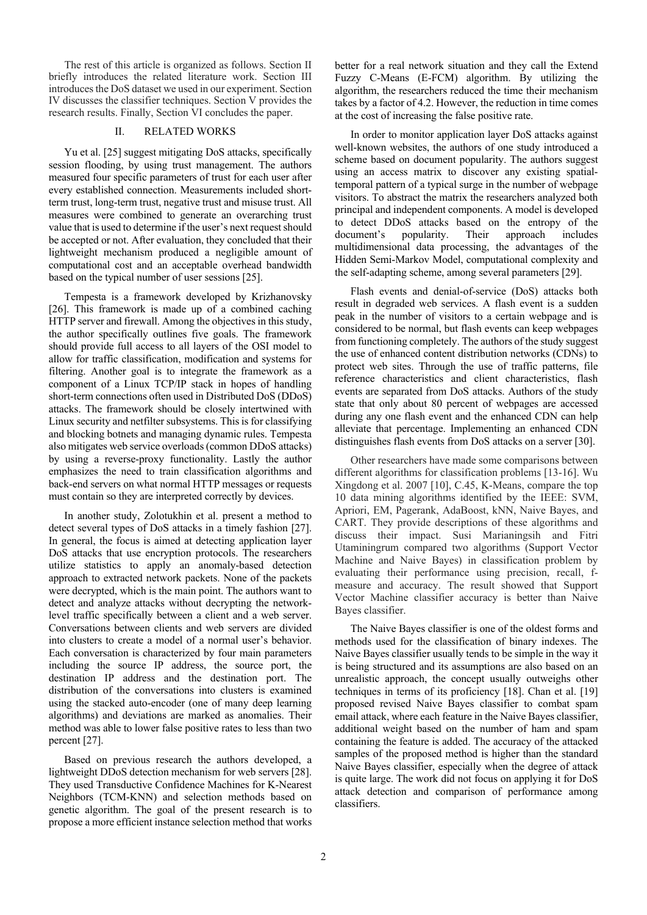The rest of this article is organized as follows. Section II briefly introduces the related literature work. Section III introduces the DoS dataset we used in our experiment. Section IV discusses the classifier techniques. Section V provides the research results. Finally, Section VI concludes the paper.

## II. RELATED WORKS

Yu et al. [25] suggest mitigating DoS attacks, specifically session flooding, by using trust management. The authors measured four specific parameters of trust for each user after every established connection. Measurements included short-term trust, long-term trust, negative trust and misuse trust. All measures were combined to generate an overarching trust value that is used to determine if the user's next request should be accepted or not. After evaluation, they concluded that their lightweight mechanism produced a negligible amount of computational cost and an acceptable overhead bandwidth based on the typical number of user sessions [25].

Tempesta is a framework developed by Krizhanovsky [26]. This framework is made up of a combined caching HTTP server and firewall. Among the objectives in this study, the author specifically outlines five goals. The framework should provide full access to all layers of the OSI model to allow for traffic classification, modification and systems for filtering. Another goal is to integrate the framework as a component of a Linux TCP/IP stack in hopes of handling short-term connections often used in Distributed DoS (DDoS) attacks. The framework should be closely intertwined with Linux security and netfilter subsystems. This is for classifying and blocking botnets and managing dynamic rules. Tempesta also mitigates web service overloads (common DDoS attacks) by using a reverse-proxy functionality. Lastly the author emphasizes the need to train classification algorithms and back-end servers on what normal HTTP messages or requests must contain so they are interpreted correctly by devices.

In another study, Zolotukhin et al. present a method to detect several types of DoS attacks in a timely fashion [27]. In general, the focus is aimed at detecting application layer DoS attacks that use encryption protocols. The researchers utilize statistics to apply an anomaly-based detection approach to extracted network packets. None of the packets were decrypted, which is the main point. The authors want to detect and analyze attacks without decrypting the network-level traffic specifically between a client and a web server. Conversations between clients and web servers are divided into clusters to create a model of a normal user's behavior. Each conversation is characterized by four main parameters including the source IP address, the source port, the destination IP address and the destination port. The distribution of the conversations into clusters is examined using the stacked auto-encoder (one of many deep learning algorithms) and deviations are marked as anomalies. Their method was able to lower false positive rates to less than two percent [27].

Based on previous research the authors developed, a lightweight DDoS detection mechanism for web servers [28]. They used Transductive Confidence Machines for K-Nearest Neighbors (TCM-KNN) and selection methods based on genetic algorithm. The goal of the present research is to propose a more efficient instance selection method that works better for a real network situation and they call the Extend Fuzzy C-Means (E-FCM) algorithm. By utilizing the algorithm, the researchers reduced the time their mechanism takes by a factor of 4.2. However, the reduction in time comes at the cost of increasing the false positive rate.

In order to monitor application layer DoS attacks against well-known websites, the authors of one study introduced a scheme based on document popularity. The authors suggest using an access matrix to discover any existing spatial-temporal pattern of a typical surge in the number of webpage visitors. To abstract the matrix the researchers analyzed both principal and independent components. A model is developed to detect DDoS attacks based on the entropy of the document's popularity. Their approach includes multidimensional data processing, the advantages of the Hidden Semi-Markov Model, computational complexity and the self-adapting scheme, among several parameters [29].

Flash events and denial-of-service (DoS) attacks both result in degraded web services. A flash event is a sudden peak in the number of visitors to a certain webpage and is considered to be normal, but flash events can keep webpages from functioning completely. The authors of the study suggest the use of enhanced content distribution networks (CDNs) to protect web sites. Through the use of traffic patterns, file reference characteristics and client characteristics, flash events are separated from DoS attacks. Authors of the study state that only about 80 percent of webpages are accessed during any one flash event and the enhanced CDN can help alleviate that percentage. Implementing an enhanced CDN distinguishes flash events from DoS attacks on a server [30].

Other researchers have made some comparisons between different algorithms for classification problems [13-16]. Wu Xingdong et al. 2007 [10], C.45, K-Means, compare the top 10 data mining algorithms identified by the IEEE: SVM, Apriori, EM, Pagerank, AdaBoost, kNN, Naive Bayes, and CART. They provide descriptions of these algorithms and discuss their impact. Susi Marianingsih and Fitri Utaminingrum compared two algorithms (Support Vector Machine and Naive Bayes) in classification problem by evaluating their performance using precision, recall, f-measure and accuracy. The result showed that Support Vector Machine classifier accuracy is better than Naive Bayes classifier.

The Naive Bayes classifier is one of the oldest forms and methods used for the classification of binary indexes. The Naive Bayes classifier usually tends to be simple in the way it is being structured and its assumptions are also based on an unrealistic approach, the concept usually outweighs other techniques in terms of its proficiency [18]. Chan et al. [19] proposed revised Naive Bayes classifier to combat spam email attack, where each feature in the Naive Bayes classifier, additional weight based on the number of ham and spam containing the feature is added. The accuracy of the attacked samples of the proposed method is higher than the standard Naive Bayes classifier, especially when the degree of attack is quite large. The work did not focus on applying it for DoS attack detection and comparison of performance among classifiers.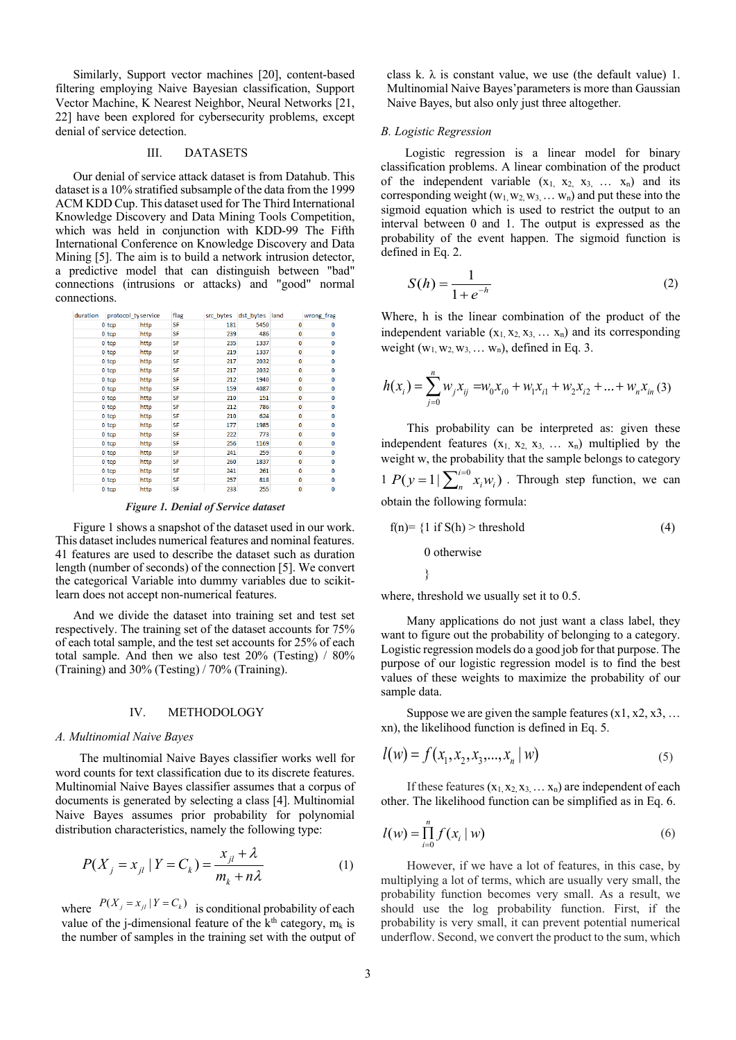Similarly, Support vector machines [20], content-based filtering employing Naive Bayesian classification, Support Vector Machine, K Nearest Neighbor, Neural Networks [21, 22] have been explored for cybersecurity problems, except denial of service detection.

## III. DATASETS

Our denial of service attack dataset is from Datahub. This dataset is a 10% stratified subsample of the data from the 1999 ACM KDD Cup. This dataset used for The Third International Knowledge Discovery and Data Mining Tools Competition, which was held in conjunction with KDD-99 The Fifth International Conference on Knowledge Discovery and Data Mining [5]. The aim is to build a network intrusion detector, a predictive model that can distinguish between "bad" connections (intrusions or attacks) and "good" normal connections.

| duration | protocol_type | service | flag | src_bytes | dst_bytes | land | wrong_frag |
|---|---|---|---|---|---|---|---|
| 0 | tcp | http | SF | 181 | 5450 | 0 | 0 |
| 0 | tcp | http | SF | 239 | 486 | 0 | 0 |
| 0 | tcp | http | SF | 235 | 1337 | 0 | 0 |
| 0 | tcp | http | SF | 219 | 1337 | 0 | 0 |
| 0 | tcp | http | SF | 217 | 2032 | 0 | 0 |
| 0 | tcp | http | SF | 217 | 2032 | 0 | 0 |
| 0 | tcp | http | SF | 212 | 1940 | 0 | 0 |
| 0 | tcp | http | SF | 159 | 4087 | 0 | 0 |
| 0 | tcp | http | SF | 210 | 151 | 0 | 0 |
| 0 | tcp | http | SF | 212 | 786 | 0 | 0 |
| 0 | tcp | http | SF | 210 | 624 | 0 | 0 |
| 0 | tcp | http | SF | 177 | 1985 | 0 | 0 |
| 0 | tcp | http | SF | 222 | 773 | 0 | 0 |
| 0 | tcp | http | SF | 256 | 1169 | 0 | 0 |
| 0 | tcp | http | SF | 241 | 259 | 0 | 0 |
| 0 | tcp | http | SF | 260 | 1837 | 0 | 0 |
| 0 | tcp | http | SF | 241 | 261 | 0 | 0 |
| 0 | tcp | http | SF | 257 | 818 | 0 | 0 |
| 0 | tcp | http | SF | 233 | 255 | 0 | 0 |

*Figure 1. Denial of Service dataset*

Figure 1 shows a snapshot of the dataset used in our work. This dataset includes numerical features and nominal features. 41 features are used to describe the dataset such as duration length (number of seconds) of the connection [5]. We convert the categorical Variable into dummy variables due to scikit-learn does not accept non-numerical features.

And we divide the dataset into training set and test set respectively. The training set of the dataset accounts for 75% of each total sample, and the test set accounts for 25% of each total sample. And then we also test 20% (Testing) / 80% (Training) and 30% (Testing) / 70% (Training).

## IV. METHODOLOGY

### A. Multinomial Naive Bayes

The multinomial Naive Bayes classifier works well for word counts for text classification due to its discrete features. Multinomial Naive Bayes classifier assumes that a corpus of documents is generated by selecting a class [4]. Multinomial Naive Bayes assumes prior probability for polynomial distribution characteristics, namely the following type:

$$P(X_j = x_{jl} \mid Y = C_k) = \frac{x_{jl} + \lambda}{m_k + n\lambda} \tag{1}$$

where $P(X_j = x_{jl} \mid Y = C_k)$ is conditional probability of each value of the j-dimensional feature of the k[th] category, $m_k$ is the number of samples in the training set with the output of class k. $\lambda$ is constant value, we use (the default value) 1. Multinomial Naive Bayes'parameters is more than Gaussian Naive Bayes, but also only just three altogether.

### B. Logistic Regression

Logistic regression is a linear model for binary classification problems. A linear combination of the product of the independent variable ($x_1, x_2, x_3, \ldots x_n$) and its corresponding weight ($w_1, w_2, w_3, \ldots w_n$) and put these into the sigmoid equation which is used to restrict the output to an interval between 0 and 1. The output is expressed as the probability of the event happen. The sigmoid function is defined in Eq. 2.

$$S(h) = \frac{1}{1+e^{-h}} \tag{2}$$

Where, h is the linear combination of the product of the independent variable ($x_1, x_2, x_3, \ldots x_n$) and its corresponding weight ($w_1, w_2, w_3, \ldots w_n$), defined in Eq. 3.

$$h(x_i) = \sum_{j=0}^{n} w_j x_{ij} = w_0 x_{i0} + w_1 x_{i1} + w_2 x_{i2} + \ldots + w_n x_{in} \tag{3}$$

This probability can be interpreted as: given these independent features ($x_1, x_2, x_3, \ldots x_n$) multiplied by the weight w, the probability that the sample belongs to category 1 $P(y=1 \mid \sum_{n}^{i=0} x_i w_i)$. Through step function, we can obtain the following formula:

f(n)= {1 if S(h) > threshold (4)

0 otherwise

}

where, threshold we usually set it to 0.5.

Many applications do not just want a class label, they want to figure out the probability of belonging to a category. Logistic regression models do a good job for that purpose. The purpose of our logistic regression model is to find the best values of these weights to maximize the probability of our sample data.

Suppose we are given the sample features (x1, x2, x3, … xn), the likelihood function is defined in Eq. 5.

$$l(w) = f(x_1, x_2, x_3, \ldots, x_n \mid w) \tag{5}$$

If these features ($x_1, x_2, x_3, \ldots x_n$) are independent of each other. The likelihood function can be simplified as in Eq. 6.

$$l(w) = \prod_{i=0}^{n} f(x_i \mid w) \tag{6}$$

However, if we have a lot of features, in this case, by multiplying a lot of terms, which are usually very small, the probability function becomes very small. As a result, we should use the log probability function. First, if the probability is very small, it can prevent potential numerical underflow. Second, we convert the product to the sum, which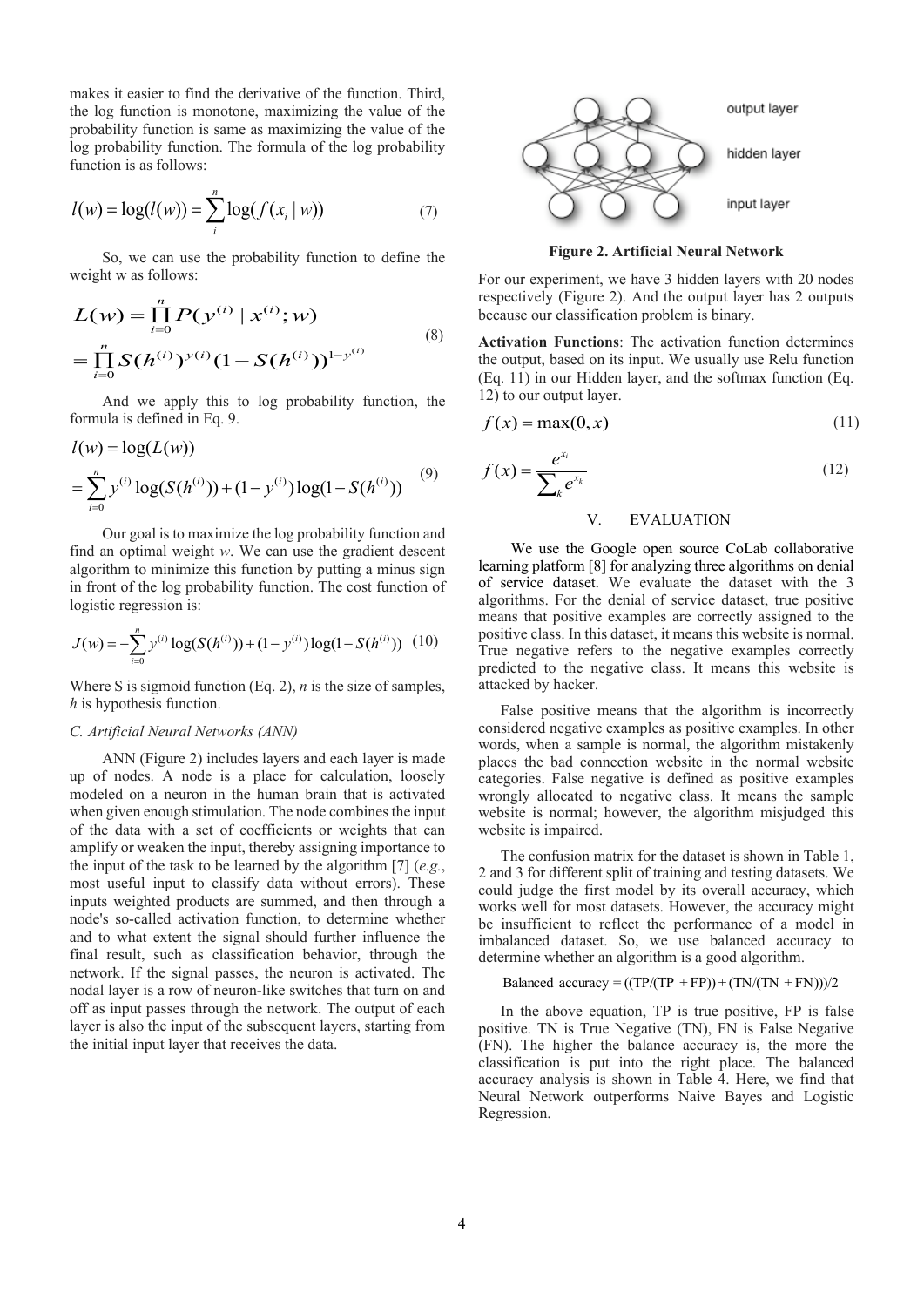makes it easier to find the derivative of the function. Third, the log function is monotone, maximizing the value of the probability function is same as maximizing the value of the log probability function. The formula of the log probability function is as follows:

$$l(w) = \log(l(w)) = \sum_{i}^{n} \log(f(x_i \mid w)) \tag{7}$$

So, we can use the probability function to define the weight w as follows:

$$\begin{aligned} L(w) &= \prod_{i=0}^{n} P(y^{(i)} \mid x^{(i)}; w) \\ &= \prod_{i=0}^{n} S(h^{(i)})^{y(i)} (1 - S(h^{(i)}))^{1-y^{(i)}} \end{aligned} \tag{8}$$

And we apply this to log probability function, the formula is defined in Eq. 9.

$$\begin{aligned} l(w) &= \log(L(w)) \\ &= \sum_{i=0}^{n} y^{(i)} \log(S(h^{(i)})) + (1 - y^{(i)}) \log(1 - S(h^{(i)})) \end{aligned} \tag{9}$$

Our goal is to maximize the log probability function and find an optimal weight *w*. We can use the gradient descent algorithm to minimize this function by putting a minus sign in front of the log probability function. The cost function of logistic regression is:

$$J(w) = -\sum_{i=0}^{n} y^{(i)} \log(S(h^{(i)})) + (1 - y^{(i)}) \log(1 - S(h^{(i)})) \tag{10}$$

Where S is sigmoid function (Eq. 2), *n* is the size of samples, *h* is hypothesis function.

### *C. Artificial Neural Networks (ANN)*

ANN (Figure 2) includes layers and each layer is made up of nodes. A node is a place for calculation, loosely modeled on a neuron in the human brain that is activated when given enough stimulation. The node combines the input of the data with a set of coefficients or weights that can amplify or weaken the input, thereby assigning importance to the input of the task to be learned by the algorithm [7] (*e.g.*, most useful input to classify data without errors). These inputs weighted products are summed, and then through a node's so-called activation function, to determine whether and to what extent the signal should further influence the final result, such as classification behavior, through the network. If the signal passes, the neuron is activated. The nodal layer is a row of neuron-like switches that turn on and off as input passes through the network. The output of each layer is also the input of the subsequent layers, starting from the initial input layer that receives the data.

**Figure 2. Artificial Neural Network**

For our experiment, we have 3 hidden layers with 20 nodes respectively (Figure 2). And the output layer has 2 outputs because our classification problem is binary.

**Activation Functions**: The activation function determines the output, based on its input. We usually use Relu function (Eq. 11) in our Hidden layer, and the softmax function (Eq. 12) to our output layer.

$$f(x) = \max(0, x) \tag{11}$$

$$f(x) = \frac{e^{x_i}}{\sum_k e^{x_k}} \tag{12}$$

## V. EVALUATION

We use the Google open source CoLab collaborative learning platform [8] for analyzing three algorithms on denial of service dataset. We evaluate the dataset with the 3 algorithms. For the denial of service dataset, true positive means that positive examples are correctly assigned to the positive class. In this dataset, it means this website is normal. True negative refers to the negative examples correctly predicted to the negative class. It means this website is attacked by hacker.

False positive means that the algorithm is incorrectly considered negative examples as positive examples. In other words, when a sample is normal, the algorithm mistakenly places the bad connection website in the normal website categories. False negative is defined as positive examples wrongly allocated to negative class. It means the sample website is normal; however, the algorithm misjudged this website is impaired.

The confusion matrix for the dataset is shown in Table 1, 2 and 3 for different split of training and testing datasets. We could judge the first model by its overall accuracy, which works well for most datasets. However, the accuracy might be insufficient to reflect the performance of a model in imbalanced dataset. So, we use balanced accuracy to determine whether an algorithm is a good algorithm.

$$\text{Balanced accuracy} = ((\text{TP}/(\text{TP} + \text{FP})) + (\text{TN}/(\text{TN} + \text{FN})))/2$$

In the above equation, TP is true positive, FP is false positive. TN is True Negative (TN), FN is False Negative (FN). The higher the balance accuracy is, the more the classification is put into the right place. The balanced accuracy analysis is shown in Table 4. Here, we find that Neural Network outperforms Naive Bayes and Logistic Regression.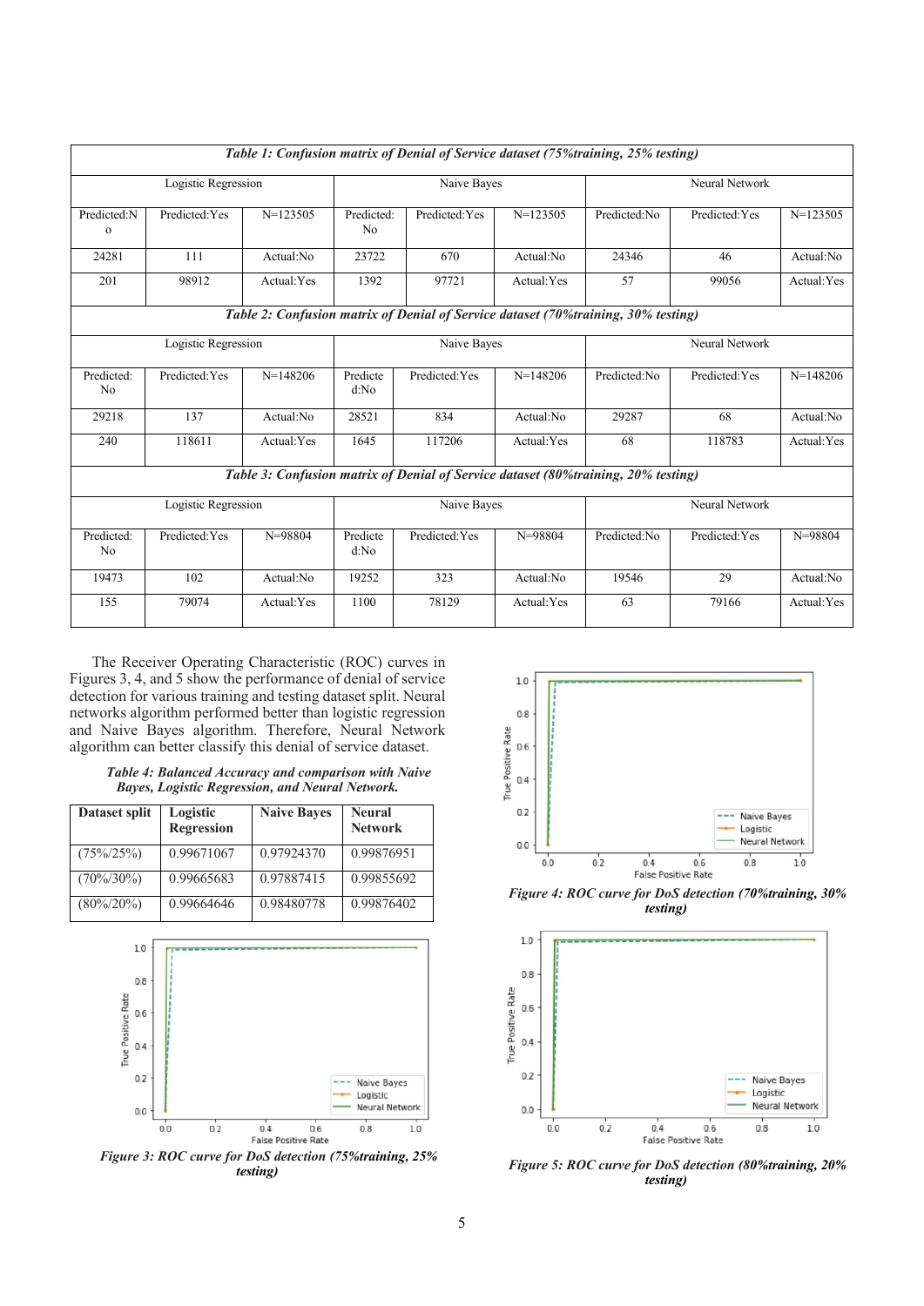*Table 1: Confusion matrix of Denial of Service dataset (75%training, 25% testing)*

| Logistic Regression | | | Naive Bayes | | | Neural Network | | |
|---|---|---|---|---|---|---|---|---|
| Predicted:No | Predicted:Yes | N=123505 | Predicted: No | Predicted:Yes | N=123505 | Predicted:No | Predicted:Yes | N=123505 |
| 24281 | 111 | Actual:No | 23722 | 670 | Actual:No | 24346 | 46 | Actual:No |
| 201 | 98912 | Actual:Yes | 1392 | 97721 | Actual:Yes | 57 | 99056 | Actual:Yes |

*Table 2: Confusion matrix of Denial of Service dataset (70%training, 30% testing)*

| Logistic Regression | | | Naive Bayes | | | Neural Network | | |
|---|---|---|---|---|---|---|---|---|
| Predicted: No | Predicted:Yes | N=148206 | Predicted:No | Predicted:Yes | N=148206 | Predicted:No | Predicted:Yes | N=148206 |
| 29218 | 137 | Actual:No | 28521 | 834 | Actual:No | 29287 | 68 | Actual:No |
| 240 | 118611 | Actual:Yes | 1645 | 117206 | Actual:Yes | 68 | 118783 | Actual:Yes |

*Table 3: Confusion matrix of Denial of Service dataset (80%training, 20% testing)*

| Logistic Regression | | | Naive Bayes | | | Neural Network | | |
|---|---|---|---|---|---|---|---|---|
| Predicted: No | Predicted:Yes | N=98804 | Predicted:No | Predicted:Yes | N=98804 | Predicted:No | Predicted:Yes | N=98804 |
| 19473 | 102 | Actual:No | 19252 | 323 | Actual:No | 19546 | 29 | Actual:No |
| 155 | 79074 | Actual:Yes | 1100 | 78129 | Actual:Yes | 63 | 79166 | Actual:Yes |

The Receiver Operating Characteristic (ROC) curves in Figures 3, 4, and 5 show the performance of denial of service detection for various training and testing dataset split. Neural networks algorithm performed better than logistic regression and Naive Bayes algorithm. Therefore, Neural Network algorithm can better classify this denial of service dataset.

***Table 4: Balanced Accuracy and comparison with Naive Bayes, Logistic Regression, and Neural Network.***

| Dataset split | Logistic Regression | Naive Bayes | Neural Network |
|---|---|---|---|
| (75%/25%) | 0.99671067 | 0.97924370 | 0.99876951 |
| (70%/30%) | 0.99665683 | 0.97887415 | 0.99855692 |
| (80%/20%) | 0.99664646 | 0.98480778 | 0.99876402 |

***Figure 3: ROC curve for DoS detection (75%training, 25% testing)***

***Figure 4: ROC curve for DoS detection (70%training, 30% testing)***

***Figure 5: ROC curve for DoS detection (80%training, 20% testing)***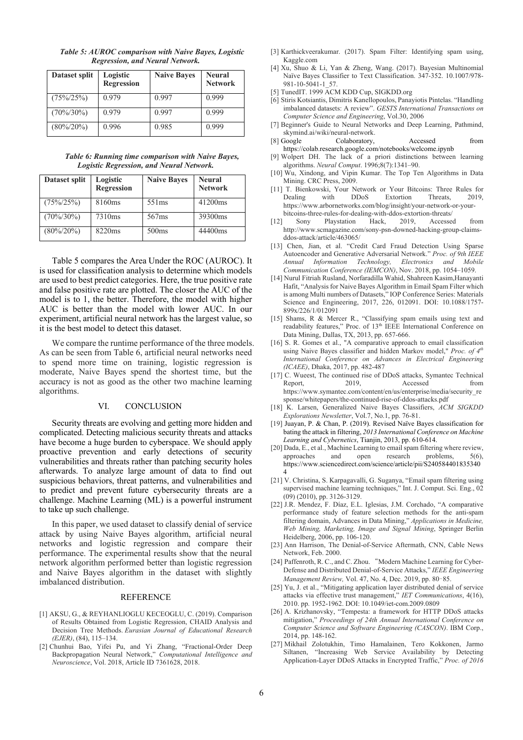*Table 5: AUROC comparison with Naive Bayes, Logistic Regression, and Neural Network.*

| Dataset split | Logistic Regression | Naive Bayes | Neural Network |
|---|---|---|---|
| (75%/25%) | 0.979 | 0.997 | 0.999 |
| (70%/30%) | 0.979 | 0.997 | 0.999 |
| (80%/20%) | 0.996 | 0.985 | 0.999 |

*Table 6: Running time comparison with Naive Bayes, Logistic Regression, and Neural Network.*

| Dataset split | Logistic Regression | Naive Bayes | Neural Network |
|---|---|---|---|
| (75%/25%) | 8160ms | 551ms | 41200ms |
| (70%/30%) | 7310ms | 567ms | 39300ms |
| (80%/20%) | 8220ms | 500ms | 44400ms |

Table 5 compares the Area Under the ROC (AUROC). It is used for classification analysis to determine which models are used to best predict categories. Here, the true positive rate and false positive rate are plotted. The closer the AUC of the model is to 1, the better. Therefore, the model with higher AUC is better than the model with lower AUC. In our experiment, artificial neural network has the largest value, so it is the best model to detect this dataset.

We compare the runtime performance of the three models. As can be seen from Table 6, artificial neural networks need to spend more time on training, logistic regression is moderate, Naive Bayes spend the shortest time, but the accuracy is not as good as the other two machine learning algorithms.

## VI. CONCLUSION

Security threats are evolving and getting more hidden and complicated. Detecting malicious security threats and attacks have become a huge burden to cyberspace. We should apply proactive prevention and early detections of security vulnerabilities and threats rather than patching security holes afterwards. To analyze large amount of data to find out suspicious behaviors, threat patterns, and vulnerabilities and to predict and prevent future cybersecurity threats are a challenge. Machine Learning (ML) is a powerful instrument to take up such challenge.

In this paper, we used dataset to classify denial of service attack by using Naive Bayes algorithm, artificial neural networks and logistic regression and compare their performance. The experimental results show that the neural network algorithm performed better than logistic regression and Naive Bayes algorithm in the dataset with slightly imbalanced distribution.

## REFERENCE

[1] AKSU, G., & REYHANLIOGLU KECEOGLU, C. (2019). Comparison of Results Obtained from Logistic Regression, CHAID Analysis and Decision Tree Methods. *Eurasian Journal of Educational Research (EJER)*, (84), 115–134.

[2] Chunhui Bao, Yifei Pu, and Yi Zhang, "Fractional-Order Deep Backpropagation Neural Network," *Computational Intelligence and Neuroscience*, Vol. 2018, Article ID 7361628, 2018.

[3] Karthickveerakumar. (2017). Spam Filter: Identifying spam using, Kaggle.com

[4] Xu, Shuo & Li, Yan & Zheng, Wang. (2017). Bayesian Multinomial Naïve Bayes Classifier to Text Classification. 347-352. 10.1007/978-981-10-5041-1_57.

[5] TunedIT. 1999 ACM KDD Cup, SIGKDD.org

[6] Stiris Kotsiantis, Dimitris Kanellopoulos, Panayiotis Pintelas. "Handling imbalanced datasets: A review". *GESTS International Transactions on Computer Science and Engineering*, Vol.30, 2006

[7] Beginner's Guide to Neural Networks and Deep Learning, Pathmind, skymind.ai/wiki/neural-network.

[8] Google Colaboratory, Accessed from https://colab.research.google.com/notebooks/welcome.ipynb

[9] Wolpert DH. The lack of a priori distinctions between learning algorithms. *Neural Comput*. 1996;8(7):1341–90.

[10] Wu, Xindong, and Vipin Kumar. The Top Ten Algorithms in Data Mining. CRC Press, 2009.

[11] T. Bienkowski, Your Network or Your Bitcoins: Three Rules for Dealing with DDoS Extortion Threats, 2019, https://www.arbornetworks.com/blog/insight/your-network-or-your-bitcoins-three-rules-for-dealing-with-ddos-extortion-threats/

[12] Sony Playstation Hack, 2019, Accessed from http://www.scmagazine.com/sony-psn-downed-hacking-group-claims-ddos-attack/article/463065/

[13] Chen, Jian, et al. "Credit Card Fraud Detection Using Sparse Autoencoder and Generative Adversarial Network." *Proc. of 9th IEEE Annual Information Technology, Electronics and Mobile Communication Conference (IEMCON)*, Nov. 2018, pp. 1054–1059.

[14] Nurul Fitriah Rusland, Norfaradilla Wahid, Shahreen Kasim,Hanayanti Hafit, "Analysis for Naive Bayes Algorithm in Email Spam Filter which is among Multi numbers of Datasets," IOP Conference Series: Materials Science and Engineering, 2017, 226, 012091. DOI: 10.1088/1757-899x/226/1/012091

[15] Shams, R & Mercer R., "Classifying spam emails using text and readability features," Proc. of 13th IEEE International Conference on Data Mining, Dallas, TX, 2013, pp. 657-666.

[16] S. R. Gomes et al., "A comparative approach to email classification using Naive Bayes classifier and hidden Markov model," *Proc. of 4th International Conference on Advances in Electrical Engineering (ICAEE)*, Dhaka, 2017, pp. 482-487

[17] C. Wueest, The continued rise of DDoS attacks, Symantec Technical Report, 2019, Accessed from https://www.symantec.com/content/en/us/enterprise/media/security_response/whitepapers/the-continued-rise-of-ddos-attacks.pdf

[18] K. Larsen, Generalized Naive Bayes Classifiers, *ACM SIGKDD Explorations Newsletter*, Vol.7, No.1, pp. 76-81.

[19] Juayan, P. & Chan, P. (2019). Revised Naïve Bayes classification for bating the attack in filtering, *2013 International Conference on Machine Learning and Cybernetics*, Tianjin, 2013, pp. 610-614.

[20] Dada, E., et al., Machine Learning to email spam filtering where review, approaches and open research problems, 5(6), https://www.sciencedirect.com/science/article/pii/S2405844018353404

[21] V. Christina, S. Karpagavalli, G. Suganya, "Email spam filtering using supervised machine learning techniques," Int. J. Comput. Sci. Eng., 02 (09) (2010), pp. 3126-3129.

[22] J.R. Mendez, F. Díaz, E.L. Iglesias, J.M. Corchado, "A comparative performance study of feature selection methods for the anti-spam filtering domain, Advances in Data Mining," *Applications in Medicine, Web Mining, Marketing, Image and Signal Mining*, Springer Berlin Heidelberg, 2006, pp. 106-120.

[23] Ann Harrison, The Denial-of-Service Aftermath, CNN, Cable News Network, Feb. 2000.

[24] Paffenroth, R. C., and C. Zhou. "Modern Machine Learning for Cyber-Defense and Distributed Denial-of-Service Attacks," *IEEE Engineering Management Review,* Vol. 47, No. 4, Dec. 2019, pp. 80–85.

[25] Yu, J. et al., "Mitigating application layer distributed denial of service attacks via effective trust management," *IET Communications*, 4(16), 2010. pp. 1952-1962. DOI: 10.1049/iet-com.2009.0809

[26] A. Krizhanovsky, "Tempesta: a framework for HTTP DDoS attacks mitigation," *Proceedings of 24th Annual International Conference on Computer Science and Software Engineering (CASCON)*. IBM Corp., 2014, pp. 148-162.

[27] Mikhail Zolotukhin, Timo Hamalainen, Tero Kokkonen, Jarmo Siltanen, "Increasing Web Service Availability by Detecting Application-Layer DDoS Attacks in Encrypted Traffic," *Proc. of 2016*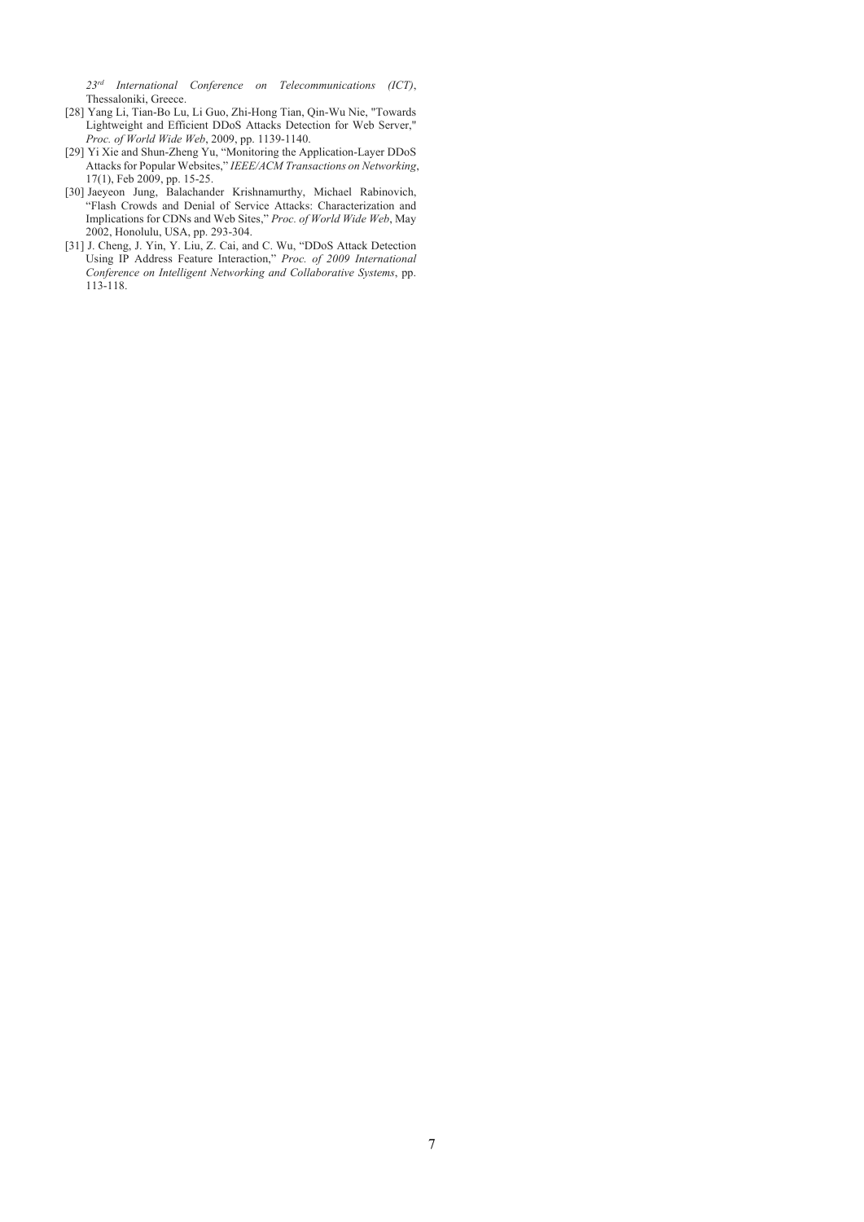*23rd International Conference on Telecommunications (ICT)*, Thessaloniki, Greece.

[28] Yang Li, Tian-Bo Lu, Li Guo, Zhi-Hong Tian, Qin-Wu Nie, "Towards Lightweight and Efficient DDoS Attacks Detection for Web Server," *Proc. of World Wide Web*, 2009, pp. 1139-1140.

[29] Yi Xie and Shun-Zheng Yu, "Monitoring the Application-Layer DDoS Attacks for Popular Websites," *IEEE/ACM Transactions on Networking*, 17(1), Feb 2009, pp. 15-25.

[30] Jaeyeon Jung, Balachander Krishnamurthy, Michael Rabinovich, "Flash Crowds and Denial of Service Attacks: Characterization and Implications for CDNs and Web Sites," *Proc. of World Wide Web*, May 2002, Honolulu, USA, pp. 293-304.

[31] J. Cheng, J. Yin, Y. Liu, Z. Cai, and C. Wu, "DDoS Attack Detection Using IP Address Feature Interaction," *Proc. of 2009 International Conference on Intelligent Networking and Collaborative Systems*, pp. 113-118.